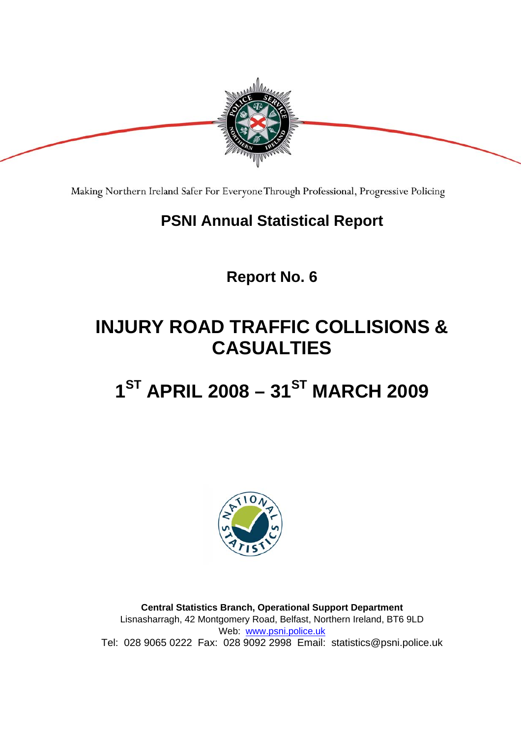Making Northern Ireland Safer For Everyone Through Professional, Progressive Policing

**PSNI Annual Statistical Report**

**Report No. 6**

# INJURY ROAD TRAFFIC COLLISIONS & CASUALTIES

# 1ST APRIL 2008 – 31ST MARCH 2009

**Central Statistics Branch, Operational Support Department**
Lisnasharragh, 42 Montgomery Road, Belfast, Northern Ireland, BT6 9LD
Web: www.psni.police.uk
Tel: 028 9065 0222 Fax: 028 9092 2998 Email: statistics@psni.police.uk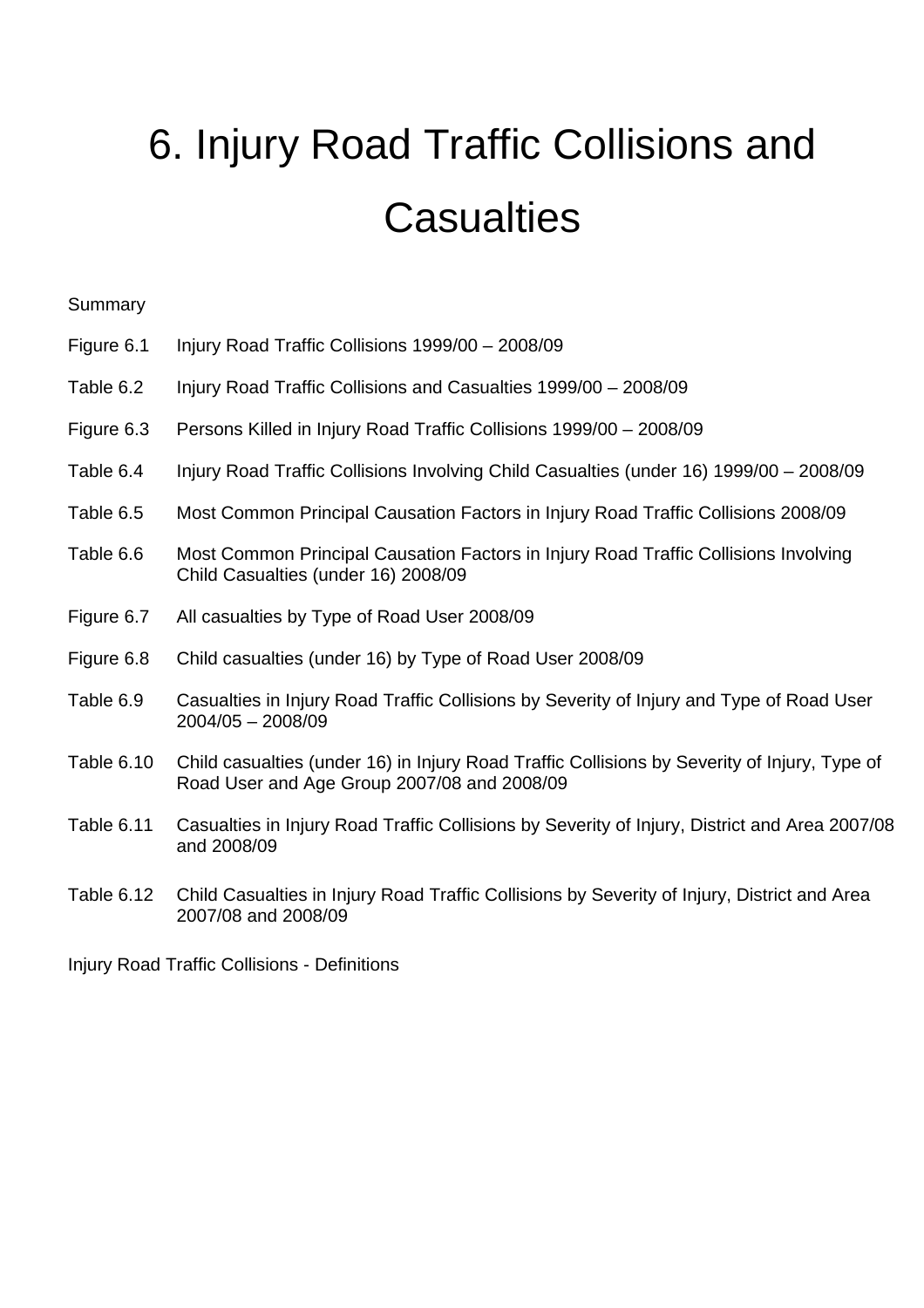# 6. Injury Road Traffic Collisions and Casualties

Summary

| | |
|---|---|
| Figure 6.1 | Injury Road Traffic Collisions 1999/00 – 2008/09 |
| Table 6.2 | Injury Road Traffic Collisions and Casualties 1999/00 – 2008/09 |
| Figure 6.3 | Persons Killed in Injury Road Traffic Collisions 1999/00 – 2008/09 |
| Table 6.4 | Injury Road Traffic Collisions Involving Child Casualties (under 16) 1999/00 – 2008/09 |
| Table 6.5 | Most Common Principal Causation Factors in Injury Road Traffic Collisions 2008/09 |
| Table 6.6 | Most Common Principal Causation Factors in Injury Road Traffic Collisions Involving Child Casualties (under 16) 2008/09 |
| Figure 6.7 | All casualties by Type of Road User 2008/09 |
| Figure 6.8 | Child casualties (under 16) by Type of Road User 2008/09 |
| Table 6.9 | Casualties in Injury Road Traffic Collisions by Severity of Injury and Type of Road User 2004/05 – 2008/09 |
| Table 6.10 | Child casualties (under 16) in Injury Road Traffic Collisions by Severity of Injury, Type of Road User and Age Group 2007/08 and 2008/09 |
| Table 6.11 | Casualties in Injury Road Traffic Collisions by Severity of Injury, District and Area 2007/08 and 2008/09 |
| Table 6.12 | Child Casualties in Injury Road Traffic Collisions by Severity of Injury, District and Area 2007/08 and 2008/09 |

Injury Road Traffic Collisions - Definitions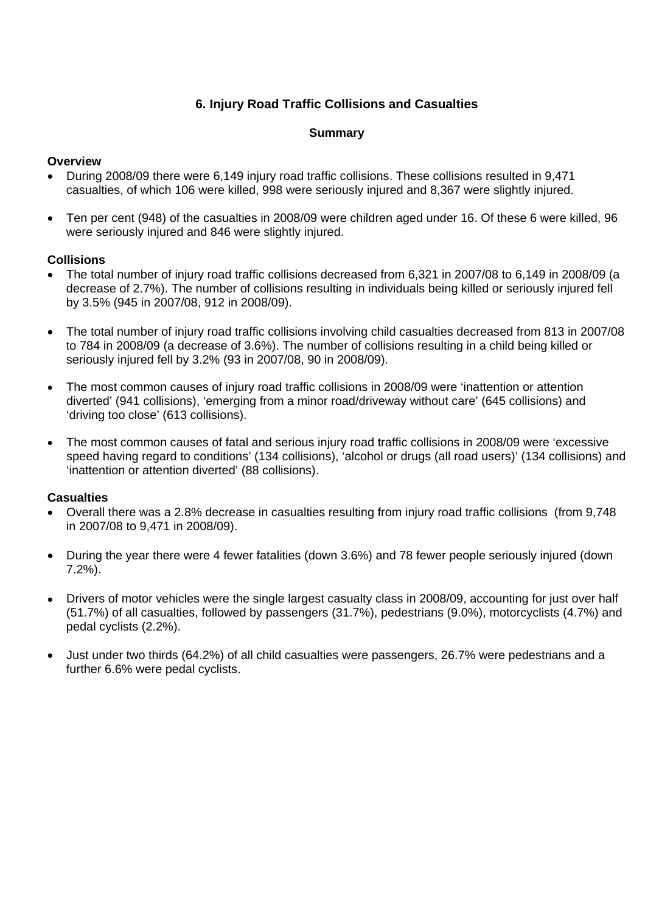# 6. Injury Road Traffic Collisions and Casualties

## Summary

**Overview**

- During 2008/09 there were 6,149 injury road traffic collisions. These collisions resulted in 9,471 casualties, of which 106 were killed, 998 were seriously injured and 8,367 were slightly injured.

- Ten per cent (948) of the casualties in 2008/09 were children aged under 16. Of these 6 were killed, 96 were seriously injured and 846 were slightly injured.

**Collisions**

- The total number of injury road traffic collisions decreased from 6,321 in 2007/08 to 6,149 in 2008/09 (a decrease of 2.7%). The number of collisions resulting in individuals being killed or seriously injured fell by 3.5% (945 in 2007/08, 912 in 2008/09).

- The total number of injury road traffic collisions involving child casualties decreased from 813 in 2007/08 to 784 in 2008/09 (a decrease of 3.6%). The number of collisions resulting in a child being killed or seriously injured fell by 3.2% (93 in 2007/08, 90 in 2008/09).

- The most common causes of injury road traffic collisions in 2008/09 were 'inattention or attention diverted' (941 collisions), 'emerging from a minor road/driveway without care' (645 collisions) and 'driving too close' (613 collisions).

- The most common causes of fatal and serious injury road traffic collisions in 2008/09 were 'excessive speed having regard to conditions' (134 collisions), 'alcohol or drugs (all road users)' (134 collisions) and 'inattention or attention diverted' (88 collisions).

**Casualties**

- Overall there was a 2.8% decrease in casualties resulting from injury road traffic collisions (from 9,748 in 2007/08 to 9,471 in 2008/09).

- During the year there were 4 fewer fatalities (down 3.6%) and 78 fewer people seriously injured (down 7.2%).

- Drivers of motor vehicles were the single largest casualty class in 2008/09, accounting for just over half (51.7%) of all casualties, followed by passengers (31.7%), pedestrians (9.0%), motorcyclists (4.7%) and pedal cyclists (2.2%).

- Just under two thirds (64.2%) of all child casualties were passengers, 26.7% were pedestrians and a further 6.6% were pedal cyclists.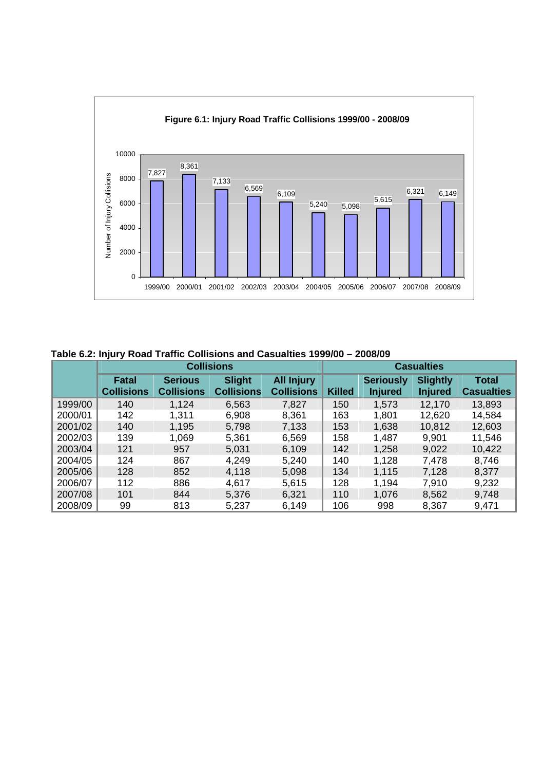**Figure 6.1: Injury Road Traffic Collisions 1999/00 - 2008/09**

| Year | Number of Injury Collisions |
|---|---|
| 1999/00 | 7,827 |
| 2000/01 | 8,361 |
| 2001/02 | 7,133 |
| 2002/03 | 6,569 |
| 2003/04 | 6,109 |
| 2004/05 | 5,240 |
| 2005/06 | 5,098 |
| 2006/07 | 5,615 |
| 2007/08 | 6,321 |
| 2008/09 | 6,149 |

**Table 6.2: Injury Road Traffic Collisions and Casualties 1999/00 – 2008/09**

| | Collisions | | | | Casualties | | | |
|---|---|---|---|---|---|---|---|---|
| | Fatal Collisions | Serious Collisions | Slight Collisions | All Injury Collisions | Killed | Seriously Injured | Slightly Injured | Total Casualties |
| 1999/00 | 140 | 1,124 | 6,563 | 7,827 | 150 | 1,573 | 12,170 | 13,893 |
| 2000/01 | 142 | 1,311 | 6,908 | 8,361 | 163 | 1,801 | 12,620 | 14,584 |
| 2001/02 | 140 | 1,195 | 5,798 | 7,133 | 153 | 1,638 | 10,812 | 12,603 |
| 2002/03 | 139 | 1,069 | 5,361 | 6,569 | 158 | 1,487 | 9,901 | 11,546 |
| 2003/04 | 121 | 957 | 5,031 | 6,109 | 142 | 1,258 | 9,022 | 10,422 |
| 2004/05 | 124 | 867 | 4,249 | 5,240 | 140 | 1,128 | 7,478 | 8,746 |
| 2005/06 | 128 | 852 | 4,118 | 5,098 | 134 | 1,115 | 7,128 | 8,377 |
| 2006/07 | 112 | 886 | 4,617 | 5,615 | 128 | 1,194 | 7,910 | 9,232 |
| 2007/08 | 101 | 844 | 5,376 | 6,321 | 110 | 1,076 | 8,562 | 9,748 |
| 2008/09 | 99 | 813 | 5,237 | 6,149 | 106 | 998 | 8,367 | 9,471 |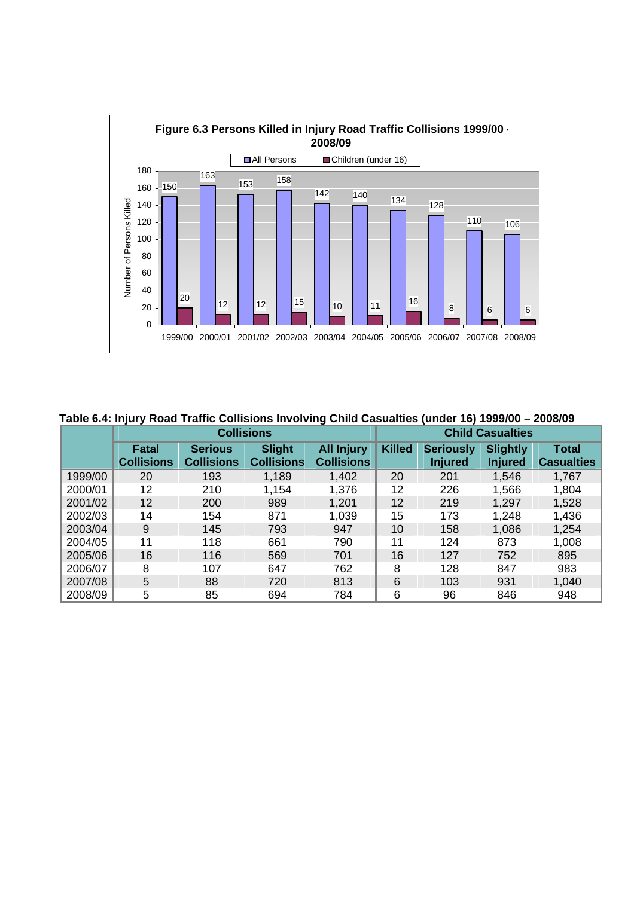**Figure 6.3 Persons Killed in Injury Road Traffic Collisions 1999/00 - 2008/09**

| Year | All Persons | Children (under 16) |
|---|---|---|
| 1999/00 | 150 | 20 |
| 2000/01 | 163 | 12 |
| 2001/02 | 153 | 12 |
| 2002/03 | 158 | 15 |
| 2003/04 | 142 | 10 |
| 2004/05 | 140 | 11 |
| 2005/06 | 134 | 16 |
| 2006/07 | 128 | 8 |
| 2007/08 | 110 | 6 |
| 2008/09 | 106 | 6 |

**Table 6.4: Injury Road Traffic Collisions Involving Child Casualties (under 16) 1999/00 – 2008/09**

| | Collisions | | | | Child Casualties | | | |
|---|---|---|---|---|---|---|---|---|
| | Fatal Collisions | Serious Collisions | Slight Collisions | All Injury Collisions | Killed | Seriously Injured | Slightly Injured | Total Casualties |
| 1999/00 | 20 | 193 | 1,189 | 1,402 | 20 | 201 | 1,546 | 1,767 |
| 2000/01 | 12 | 210 | 1,154 | 1,376 | 12 | 226 | 1,566 | 1,804 |
| 2001/02 | 12 | 200 | 989 | 1,201 | 12 | 219 | 1,297 | 1,528 |
| 2002/03 | 14 | 154 | 871 | 1,039 | 15 | 173 | 1,248 | 1,436 |
| 2003/04 | 9 | 145 | 793 | 947 | 10 | 158 | 1,086 | 1,254 |
| 2004/05 | 11 | 118 | 661 | 790 | 11 | 124 | 873 | 1,008 |
| 2005/06 | 16 | 116 | 569 | 701 | 16 | 127 | 752 | 895 |
| 2006/07 | 8 | 107 | 647 | 762 | 8 | 128 | 847 | 983 |
| 2007/08 | 5 | 88 | 720 | 813 | 6 | 103 | 931 | 1,040 |
| 2008/09 | 5 | 85 | 694 | 784 | 6 | 96 | 846 | 948 |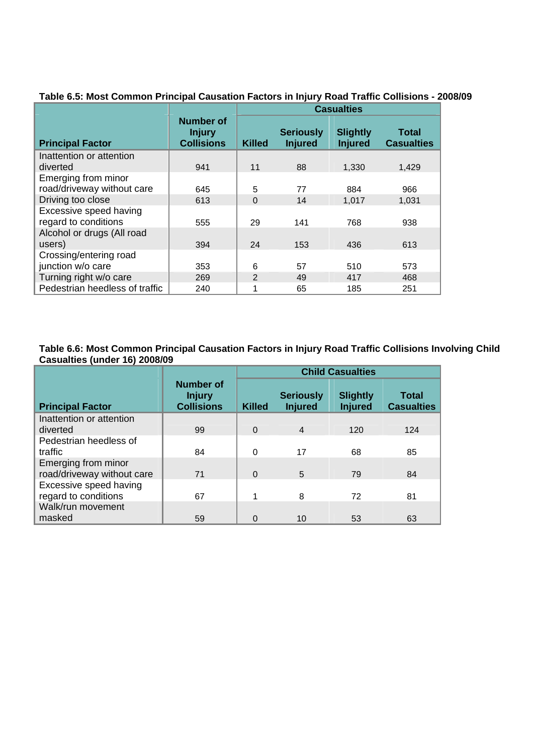**Table 6.5: Most Common Principal Causation Factors in Injury Road Traffic Collisions - 2008/09**

| Principal Factor | Number of Injury Collisions | Casualties | | | |
|---|---|---|---|---|---|
| | | Killed | Seriously Injured | Slightly Injured | Total Casualties |
| Inattention or attention diverted | 941 | 11 | 88 | 1,330 | 1,429 |
| Emerging from minor road/driveway without care | 645 | 5 | 77 | 884 | 966 |
| Driving too close | 613 | 0 | 14 | 1,017 | 1,031 |
| Excessive speed having regard to conditions | 555 | 29 | 141 | 768 | 938 |
| Alcohol or drugs (All road users) | 394 | 24 | 153 | 436 | 613 |
| Crossing/entering road junction w/o care | 353 | 6 | 57 | 510 | 573 |
| Turning right w/o care | 269 | 2 | 49 | 417 | 468 |
| Pedestrian heedless of traffic | 240 | 1 | 65 | 185 | 251 |

**Table 6.6: Most Common Principal Causation Factors in Injury Road Traffic Collisions Involving Child Casualties (under 16) 2008/09**

| Principal Factor | Number of Injury Collisions | Child Casualties | | | |
|---|---|---|---|---|---|
| | | Killed | Seriously Injured | Slightly Injured | Total Casualties |
| Inattention or attention diverted | 99 | 0 | 4 | 120 | 124 |
| Pedestrian heedless of traffic | 84 | 0 | 17 | 68 | 85 |
| Emerging from minor road/driveway without care | 71 | 0 | 5 | 79 | 84 |
| Excessive speed having regard to conditions | 67 | 1 | 8 | 72 | 81 |
| Walk/run movement masked | 59 | 0 | 10 | 53 | 63 |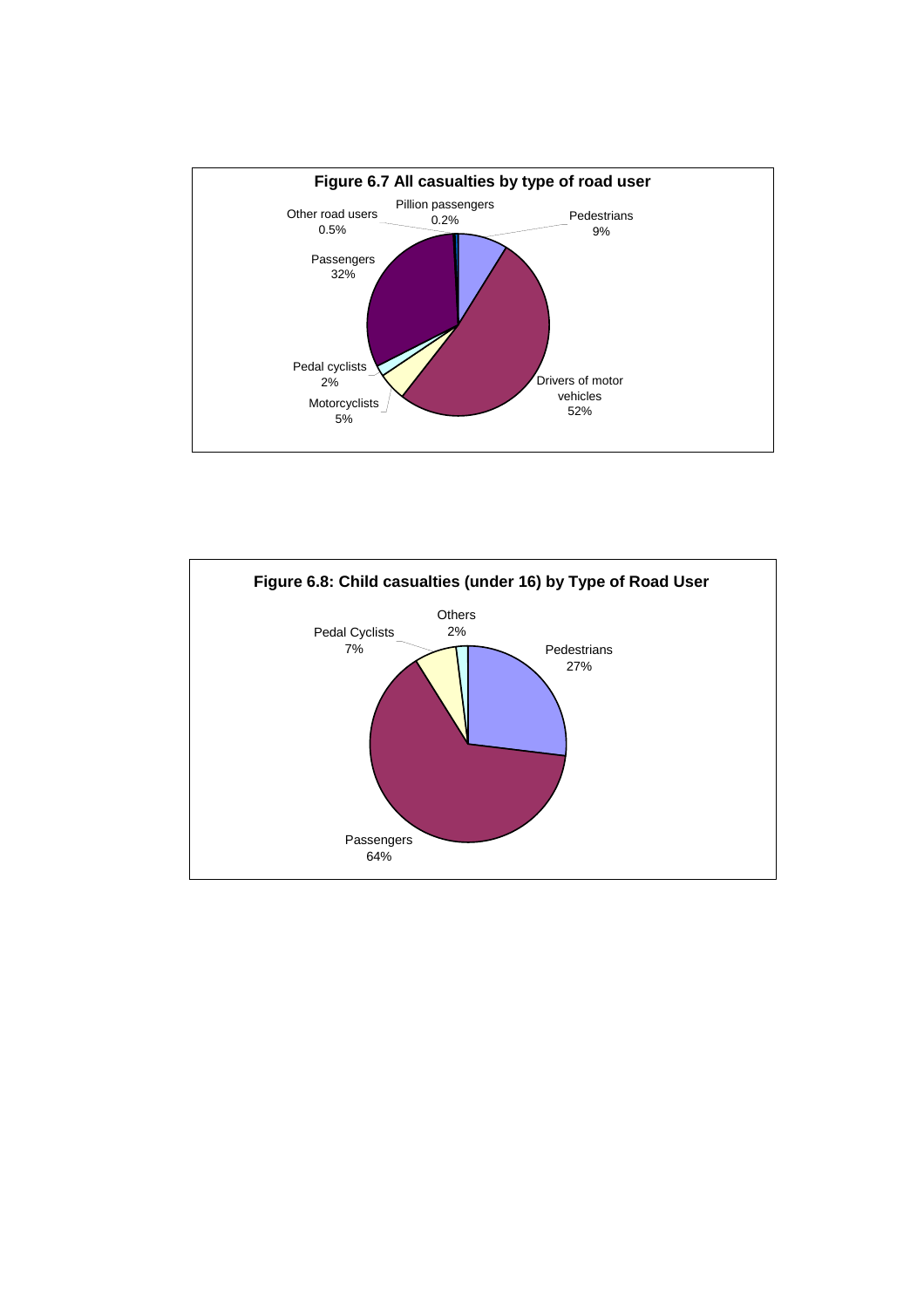**Figure 6.7 All casualties by type of road user**

Other road users 0.5%
Pillion passengers 0.2%
Pedestrians 9%
Passengers 32%
Pedal cyclists 2%
Motorcyclists 5%
Drivers of motor vehicles 52%

**Figure 6.8: Child casualties (under 16) by Type of Road User**

Others 2%
Pedal Cyclists 7%
Pedestrians 27%
Passengers 64%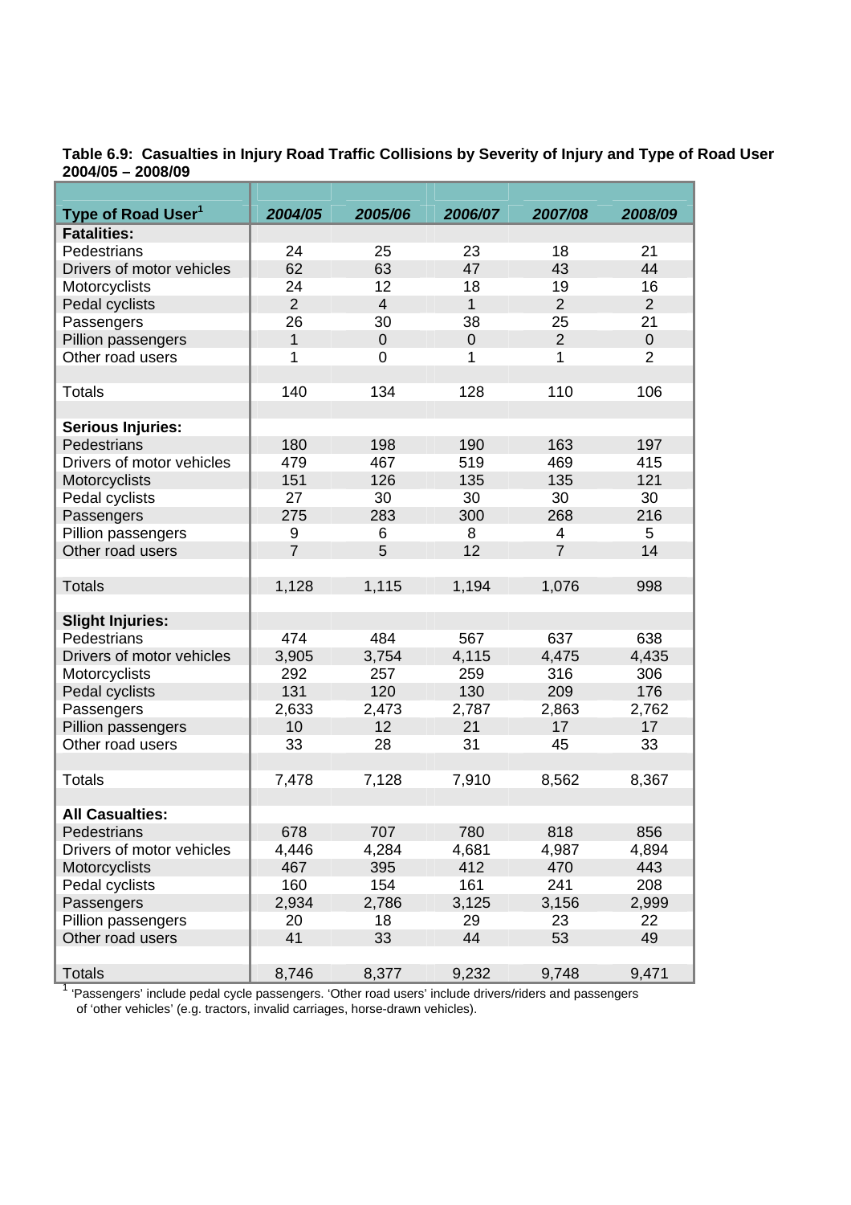**Table 6.9: Casualties in Injury Road Traffic Collisions by Severity of Injury and Type of Road User 2004/05 – 2008/09**

| Type of Road User[1] | 2004/05 | 2005/06 | 2006/07 | 2007/08 | 2008/09 |
|---|---|---|---|---|---|
| **Fatalities:** | | | | | |
| Pedestrians | 24 | 25 | 23 | 18 | 21 |
| Drivers of motor vehicles | 62 | 63 | 47 | 43 | 44 |
| Motorcyclists | 24 | 12 | 18 | 19 | 16 |
| Pedal cyclists | 2 | 4 | 1 | 2 | 2 |
| Passengers | 26 | 30 | 38 | 25 | 21 |
| Pillion passengers | 1 | 0 | 0 | 2 | 0 |
| Other road users | 1 | 0 | 1 | 1 | 2 |
| Totals | 140 | 134 | 128 | 110 | 106 |
| **Serious Injuries:** | | | | | |
| Pedestrians | 180 | 198 | 190 | 163 | 197 |
| Drivers of motor vehicles | 479 | 467 | 519 | 469 | 415 |
| Motorcyclists | 151 | 126 | 135 | 135 | 121 |
| Pedal cyclists | 27 | 30 | 30 | 30 | 30 |
| Passengers | 275 | 283 | 300 | 268 | 216 |
| Pillion passengers | 9 | 6 | 8 | 4 | 5 |
| Other road users | 7 | 5 | 12 | 7 | 14 |
| Totals | 1,128 | 1,115 | 1,194 | 1,076 | 998 |
| **Slight Injuries:** | | | | | |
| Pedestrians | 474 | 484 | 567 | 637 | 638 |
| Drivers of motor vehicles | 3,905 | 3,754 | 4,115 | 4,475 | 4,435 |
| Motorcyclists | 292 | 257 | 259 | 316 | 306 |
| Pedal cyclists | 131 | 120 | 130 | 209 | 176 |
| Passengers | 2,633 | 2,473 | 2,787 | 2,863 | 2,762 |
| Pillion passengers | 10 | 12 | 21 | 17 | 17 |
| Other road users | 33 | 28 | 31 | 45 | 33 |
| Totals | 7,478 | 7,128 | 7,910 | 8,562 | 8,367 |
| **All Casualties:** | | | | | |
| Pedestrians | 678 | 707 | 780 | 818 | 856 |
| Drivers of motor vehicles | 4,446 | 4,284 | 4,681 | 4,987 | 4,894 |
| Motorcyclists | 467 | 395 | 412 | 470 | 443 |
| Pedal cyclists | 160 | 154 | 161 | 241 | 208 |
| Passengers | 2,934 | 2,786 | 3,125 | 3,156 | 2,999 |
| Pillion passengers | 20 | 18 | 29 | 23 | 22 |
| Other road users | 41 | 33 | 44 | 53 | 49 |
| Totals | 8,746 | 8,377 | 9,232 | 9,748 | 9,471 |

[1] 'Passengers' include pedal cycle passengers. 'Other road users' include drivers/riders and passengers of 'other vehicles' (e.g. tractors, invalid carriages, horse-drawn vehicles).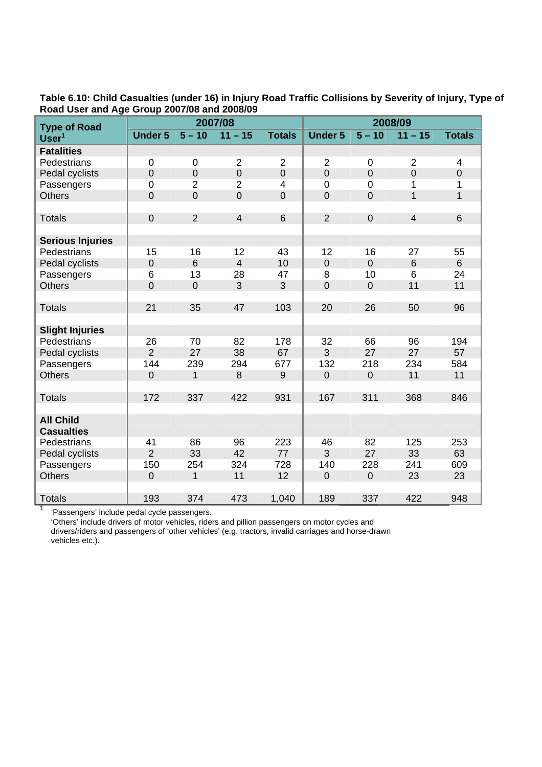**Table 6.10: Child Casualties (under 16) in Injury Road Traffic Collisions by Severity of Injury, Type of Road User and Age Group 2007/08 and 2008/09**

| Type of Road User[1] | 2007/08 | | | | 2008/09 | | | |
|---|---|---|---|---|---|---|---|---|
| | Under 5 | 5 – 10 | 11 – 15 | Totals | Under 5 | 5 – 10 | 11 – 15 | Totals |
| **Fatalities** | | | | | | | | |
| Pedestrians | 0 | 0 | 2 | 2 | 2 | 0 | 2 | 4 |
| Pedal cyclists | 0 | 0 | 0 | 0 | 0 | 0 | 0 | 0 |
| Passengers | 0 | 2 | 2 | 4 | 0 | 0 | 1 | 1 |
| Others | 0 | 0 | 0 | 0 | 0 | 0 | 1 | 1 |
| Totals | 0 | 2 | 4 | 6 | 2 | 0 | 4 | 6 |
| **Serious Injuries** | | | | | | | | |
| Pedestrians | 15 | 16 | 12 | 43 | 12 | 16 | 27 | 55 |
| Pedal cyclists | 0 | 6 | 4 | 10 | 0 | 0 | 6 | 6 |
| Passengers | 6 | 13 | 28 | 47 | 8 | 10 | 6 | 24 |
| Others | 0 | 0 | 3 | 3 | 0 | 0 | 11 | 11 |
| Totals | 21 | 35 | 47 | 103 | 20 | 26 | 50 | 96 |
| **Slight Injuries** | | | | | | | | |
| Pedestrians | 26 | 70 | 82 | 178 | 32 | 66 | 96 | 194 |
| Pedal cyclists | 2 | 27 | 38 | 67 | 3 | 27 | 27 | 57 |
| Passengers | 144 | 239 | 294 | 677 | 132 | 218 | 234 | 584 |
| Others | 0 | 1 | 8 | 9 | 0 | 0 | 11 | 11 |
| Totals | 172 | 337 | 422 | 931 | 167 | 311 | 368 | 846 |
| **All Child Casualties** | | | | | | | | |
| Pedestrians | 41 | 86 | 96 | 223 | 46 | 82 | 125 | 253 |
| Pedal cyclists | 2 | 33 | 42 | 77 | 3 | 27 | 33 | 63 |
| Passengers | 150 | 254 | 324 | 728 | 140 | 228 | 241 | 609 |
| Others | 0 | 1 | 11 | 12 | 0 | 0 | 23 | 23 |
| Totals | 193 | 374 | 473 | 1,040 | 189 | 337 | 422 | 948 |

[1] 'Passengers' include pedal cycle passengers.
'Others' include drivers of motor vehicles, riders and pillion passengers on motor cycles and drivers/riders and passengers of 'other vehicles' (e.g. tractors, invalid carriages and horse-drawn vehicles etc.).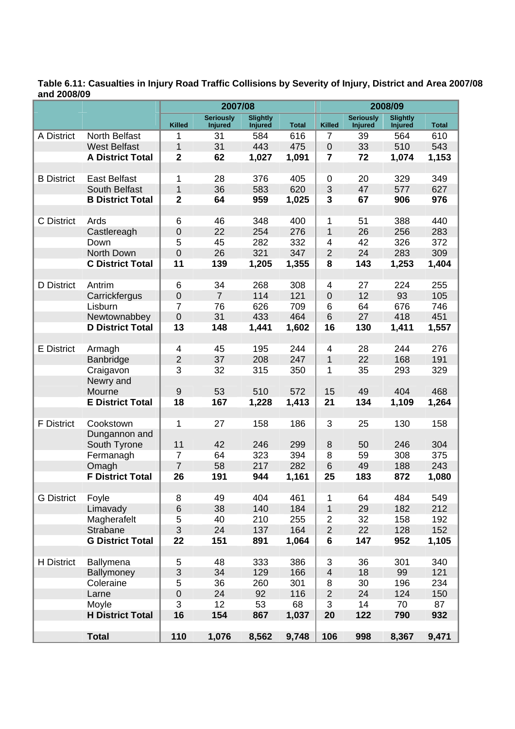**Table 6.11: Casualties in Injury Road Traffic Collisions by Severity of Injury, District and Area 2007/08 and 2008/09**

| | | 2007/08 | | | | 2008/09 | | | |
|---|---|---|---|---|---|---|---|---|---|
| | | Killed | Seriously Injured | Slightly Injured | Total | Killed | Seriously Injured | Slightly Injured | Total |
| A District | North Belfast | 1 | 31 | 584 | 616 | 7 | 39 | 564 | 610 |
| | West Belfast | 1 | 31 | 443 | 475 | 0 | 33 | 510 | 543 |
| | **A District Total** | **2** | **62** | **1,027** | **1,091** | **7** | **72** | **1,074** | **1,153** |
| | | | | | | | | | |
| B District | East Belfast | 1 | 28 | 376 | 405 | 0 | 20 | 329 | 349 |
| | South Belfast | 1 | 36 | 583 | 620 | 3 | 47 | 577 | 627 |
| | **B District Total** | **2** | **64** | **959** | **1,025** | **3** | **67** | **906** | **976** |
| | | | | | | | | | |
| C District | Ards | 6 | 46 | 348 | 400 | 1 | 51 | 388 | 440 |
| | Castlereagh | 0 | 22 | 254 | 276 | 1 | 26 | 256 | 283 |
| | Down | 5 | 45 | 282 | 332 | 4 | 42 | 326 | 372 |
| | North Down | 0 | 26 | 321 | 347 | 2 | 24 | 283 | 309 |
| | **C District Total** | **11** | **139** | **1,205** | **1,355** | **8** | **143** | **1,253** | **1,404** |
| | | | | | | | | | |
| D District | Antrim | 6 | 34 | 268 | 308 | 4 | 27 | 224 | 255 |
| | Carrickfergus | 0 | 7 | 114 | 121 | 0 | 12 | 93 | 105 |
| | Lisburn | 7 | 76 | 626 | 709 | 6 | 64 | 676 | 746 |
| | Newtownabbey | 0 | 31 | 433 | 464 | 6 | 27 | 418 | 451 |
| | **D District Total** | **13** | **148** | **1,441** | **1,602** | **16** | **130** | **1,411** | **1,557** |
| | | | | | | | | | |
| E District | Armagh | 4 | 45 | 195 | 244 | 4 | 28 | 244 | 276 |
| | Banbridge | 2 | 37 | 208 | 247 | 1 | 22 | 168 | 191 |
| | Craigavon | 3 | 32 | 315 | 350 | 1 | 35 | 293 | 329 |
| | Newry and Mourne | 9 | 53 | 510 | 572 | 15 | 49 | 404 | 468 |
| | **E District Total** | **18** | **167** | **1,228** | **1,413** | **21** | **134** | **1,109** | **1,264** |
| | | | | | | | | | |
| F District | Cookstown | 1 | 27 | 158 | 186 | 3 | 25 | 130 | 158 |
| | Dungannon and South Tyrone | 11 | 42 | 246 | 299 | 8 | 50 | 246 | 304 |
| | Fermanagh | 7 | 64 | 323 | 394 | 8 | 59 | 308 | 375 |
| | Omagh | 7 | 58 | 217 | 282 | 6 | 49 | 188 | 243 |
| | **F District Total** | **26** | **191** | **944** | **1,161** | **25** | **183** | **872** | **1,080** |
| | | | | | | | | | |
| G District | Foyle | 8 | 49 | 404 | 461 | 1 | 64 | 484 | 549 |
| | Limavady | 6 | 38 | 140 | 184 | 1 | 29 | 182 | 212 |
| | Magherafelt | 5 | 40 | 210 | 255 | 2 | 32 | 158 | 192 |
| | Strabane | 3 | 24 | 137 | 164 | 2 | 22 | 128 | 152 |
| | **G District Total** | **22** | **151** | **891** | **1,064** | **6** | **147** | **952** | **1,105** |
| | | | | | | | | | |
| H District | Ballymena | 5 | 48 | 333 | 386 | 3 | 36 | 301 | 340 |
| | Ballymoney | 3 | 34 | 129 | 166 | 4 | 18 | 99 | 121 |
| | Coleraine | 5 | 36 | 260 | 301 | 8 | 30 | 196 | 234 |
| | Larne | 0 | 24 | 92 | 116 | 2 | 24 | 124 | 150 |
| | Moyle | 3 | 12 | 53 | 68 | 3 | 14 | 70 | 87 |
| | **H District Total** | **16** | **154** | **867** | **1,037** | **20** | **122** | **790** | **932** |
| | | | | | | | | | |
| | **Total** | **110** | **1,076** | **8,562** | **9,748** | **106** | **998** | **8,367** | **9,471** |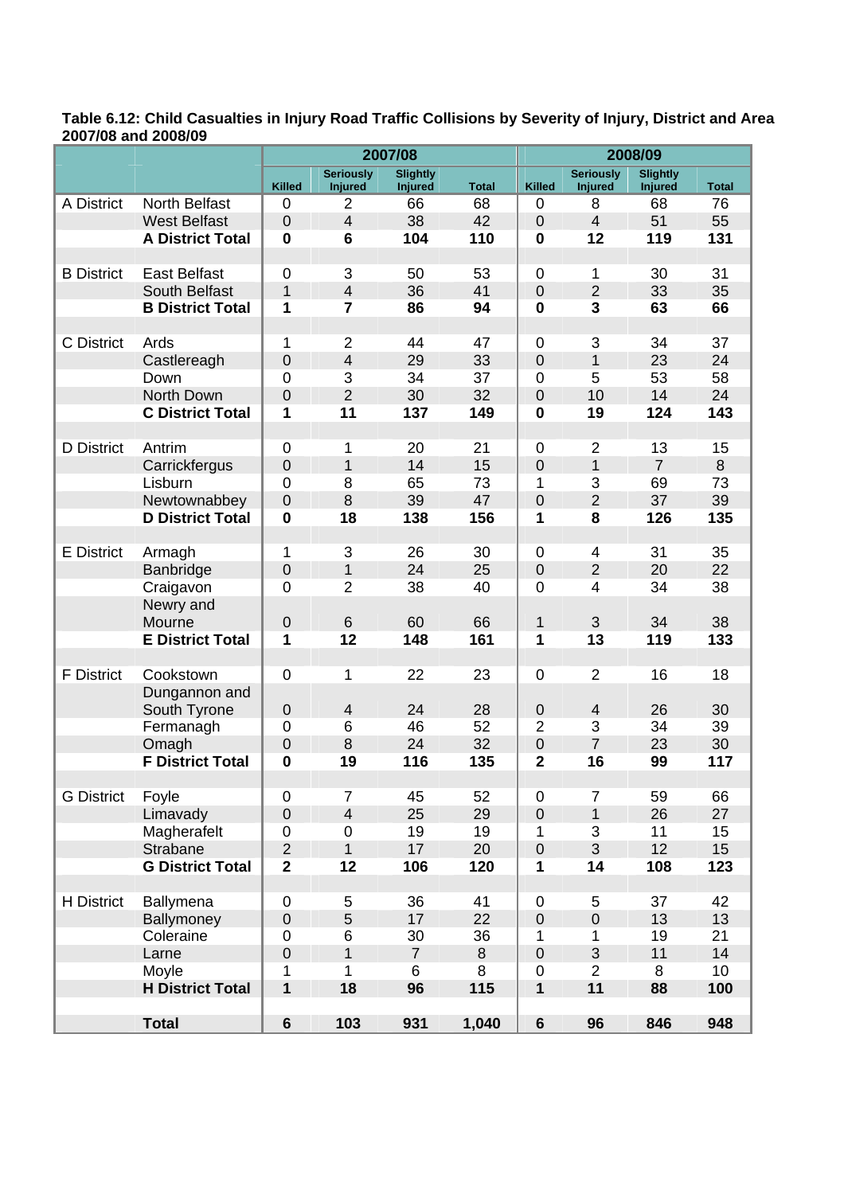**Table 6.12: Child Casualties in Injury Road Traffic Collisions by Severity of Injury, District and Area 2007/08 and 2008/09**

| | | 2007/08 | | | | 2008/09 | | | |
|---|---|---|---|---|---|---|---|---|---|
| | | Killed | Seriously Injured | Slightly Injured | Total | Killed | Seriously Injured | Slightly Injured | Total |
| A District | North Belfast | 0 | 2 | 66 | 68 | 0 | 8 | 68 | 76 |
| | West Belfast | 0 | 4 | 38 | 42 | 0 | 4 | 51 | 55 |
| | **A District Total** | **0** | **6** | **104** | **110** | **0** | **12** | **119** | **131** |
| | | | | | | | | | |
| B District | East Belfast | 0 | 3 | 50 | 53 | 0 | 1 | 30 | 31 |
| | South Belfast | 1 | 4 | 36 | 41 | 0 | 2 | 33 | 35 |
| | **B District Total** | **1** | **7** | **86** | **94** | **0** | **3** | **63** | **66** |
| | | | | | | | | | |
| C District | Ards | 1 | 2 | 44 | 47 | 0 | 3 | 34 | 37 |
| | Castlereagh | 0 | 4 | 29 | 33 | 0 | 1 | 23 | 24 |
| | Down | 0 | 3 | 34 | 37 | 0 | 5 | 53 | 58 |
| | North Down | 0 | 2 | 30 | 32 | 0 | 10 | 14 | 24 |
| | **C District Total** | **1** | **11** | **137** | **149** | **0** | **19** | **124** | **143** |
| | | | | | | | | | |
| D District | Antrim | 0 | 1 | 20 | 21 | 0 | 2 | 13 | 15 |
| | Carrickfergus | 0 | 1 | 14 | 15 | 0 | 1 | 7 | 8 |
| | Lisburn | 0 | 8 | 65 | 73 | 1 | 3 | 69 | 73 |
| | Newtownabbey | 0 | 8 | 39 | 47 | 0 | 2 | 37 | 39 |
| | **D District Total** | **0** | **18** | **138** | **156** | **1** | **8** | **126** | **135** |
| | | | | | | | | | |
| E District | Armagh | 1 | 3 | 26 | 30 | 0 | 4 | 31 | 35 |
| | Banbridge | 0 | 1 | 24 | 25 | 0 | 2 | 20 | 22 |
| | Craigavon | 0 | 2 | 38 | 40 | 0 | 4 | 34 | 38 |
| | Newry and Mourne | 0 | 6 | 60 | 66 | 1 | 3 | 34 | 38 |
| | **E District Total** | **1** | **12** | **148** | **161** | **1** | **13** | **119** | **133** |
| | | | | | | | | | |
| F District | Cookstown | 0 | 1 | 22 | 23 | 0 | 2 | 16 | 18 |
| | Dungannon and South Tyrone | 0 | 4 | 24 | 28 | 0 | 4 | 26 | 30 |
| | Fermanagh | 0 | 6 | 46 | 52 | 2 | 3 | 34 | 39 |
| | Omagh | 0 | 8 | 24 | 32 | 0 | 7 | 23 | 30 |
| | **F District Total** | **0** | **19** | **116** | **135** | **2** | **16** | **99** | **117** |
| | | | | | | | | | |
| G District | Foyle | 0 | 7 | 45 | 52 | 0 | 7 | 59 | 66 |
| | Limavady | 0 | 4 | 25 | 29 | 0 | 1 | 26 | 27 |
| | Magherafelt | 0 | 0 | 19 | 19 | 1 | 3 | 11 | 15 |
| | Strabane | 2 | 1 | 17 | 20 | 0 | 3 | 12 | 15 |
| | **G District Total** | **2** | **12** | **106** | **120** | **1** | **14** | **108** | **123** |
| | | | | | | | | | |
| H District | Ballymena | 0 | 5 | 36 | 41 | 0 | 5 | 37 | 42 |
| | Ballymoney | 0 | 5 | 17 | 22 | 0 | 0 | 13 | 13 |
| | Coleraine | 0 | 6 | 30 | 36 | 1 | 1 | 19 | 21 |
| | Larne | 0 | 1 | 7 | 8 | 0 | 3 | 11 | 14 |
| | Moyle | 1 | 1 | 6 | 8 | 0 | 2 | 8 | 10 |
| | **H District Total** | **1** | **18** | **96** | **115** | **1** | **11** | **88** | **100** |
| | | | | | | | | | |
| | **Total** | **6** | **103** | **931** | **1,040** | **6** | **96** | **846** | **948** |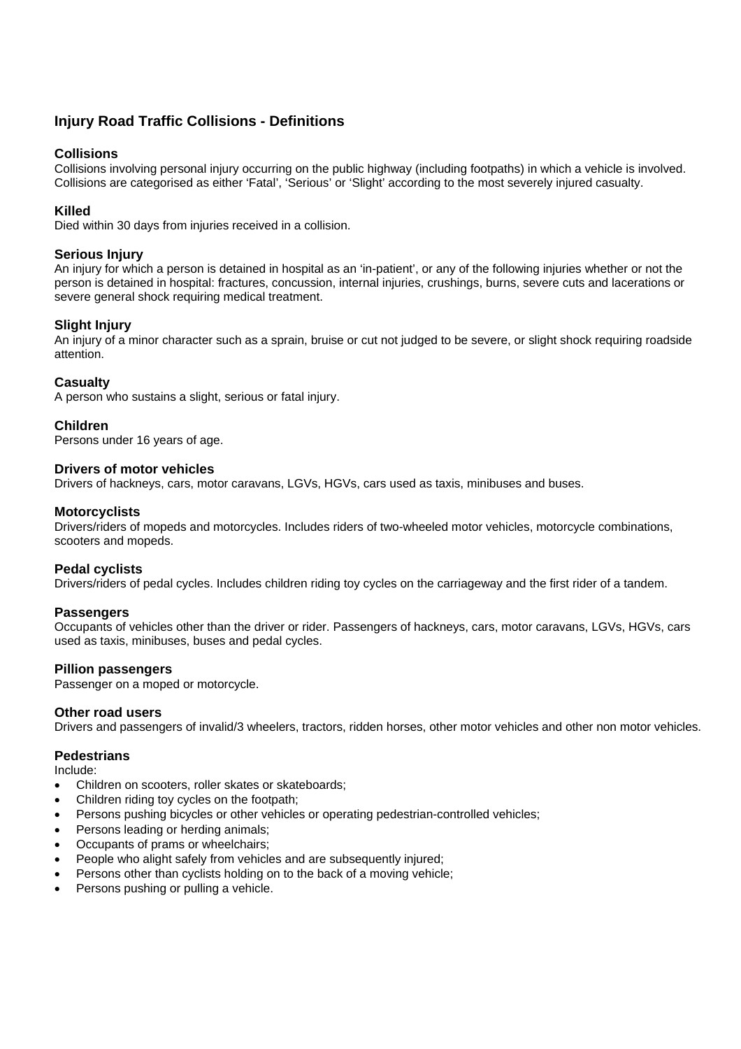# Injury Road Traffic Collisions - Definitions

### Collisions
Collisions involving personal injury occurring on the public highway (including footpaths) in which a vehicle is involved. Collisions are categorised as either 'Fatal', 'Serious' or 'Slight' according to the most severely injured casualty.

### Killed
Died within 30 days from injuries received in a collision.

### Serious Injury
An injury for which a person is detained in hospital as an 'in-patient', or any of the following injuries whether or not the person is detained in hospital: fractures, concussion, internal injuries, crushings, burns, severe cuts and lacerations or severe general shock requiring medical treatment.

### Slight Injury
An injury of a minor character such as a sprain, bruise or cut not judged to be severe, or slight shock requiring roadside attention.

### Casualty
A person who sustains a slight, serious or fatal injury.

### Children
Persons under 16 years of age.

### Drivers of motor vehicles
Drivers of hackneys, cars, motor caravans, LGVs, HGVs, cars used as taxis, minibuses and buses.

### Motorcyclists
Drivers/riders of mopeds and motorcycles. Includes riders of two-wheeled motor vehicles, motorcycle combinations, scooters and mopeds.

### Pedal cyclists
Drivers/riders of pedal cycles. Includes children riding toy cycles on the carriageway and the first rider of a tandem.

### Passengers
Occupants of vehicles other than the driver or rider. Passengers of hackneys, cars, motor caravans, LGVs, HGVs, cars used as taxis, minibuses, buses and pedal cycles.

### Pillion passengers
Passenger on a moped or motorcycle.

### Other road users
Drivers and passengers of invalid/3 wheelers, tractors, ridden horses, other motor vehicles and other non motor vehicles.

### Pedestrians
Include:

- Children on scooters, roller skates or skateboards;
- Children riding toy cycles on the footpath;
- Persons pushing bicycles or other vehicles or operating pedestrian-controlled vehicles;
- Persons leading or herding animals;
- Occupants of prams or wheelchairs;
- People who alight safely from vehicles and are subsequently injured;
- Persons other than cyclists holding on to the back of a moving vehicle;
- Persons pushing or pulling a vehicle.